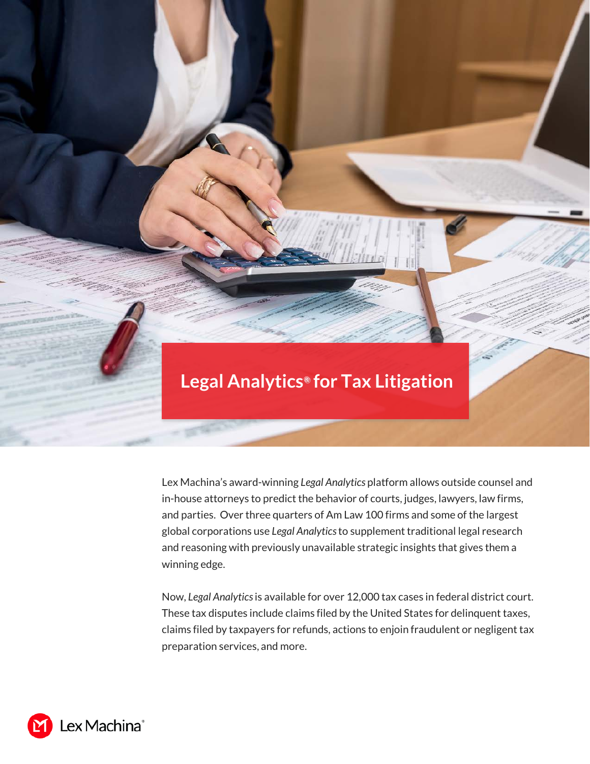# Legal Analytics® for Tax Litigation

Lex Machina's award-winning *Legal Analytics* platform allows outside counsel and in-house attorneys to predict the behavior of courts, judges, lawyers, law firms, and parties. Over three quarters of Am Law 100 firms and some of the largest global corporations use *Legal Analytics* to supplement traditional legal research and reasoning with previously unavailable strategic insights that gives them a winning edge.

Now, *Legal Analytics* is available for over 12,000 tax cases in federal district court. These tax disputes include claims filed by the United States for delinquent taxes, claims filed by taxpayers for refunds, actions to enjoin fraudulent or negligent tax preparation services, and more.

Lex Machina®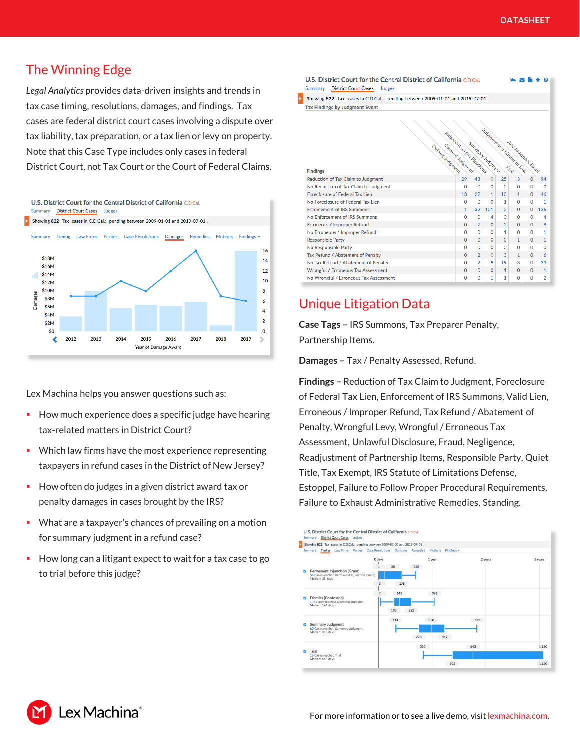## The Winning Edge

*Legal Analytics* provides data-driven insights and trends in tax case timing, resolutions, damages, and findings. Tax cases are federal district court cases involving a dispute over tax liability, tax preparation, or a tax lien or levy on property. Note that this Case Type includes only cases in federal District Court, not Tax Court or the Court of Federal Claims.

U.S. District Court for the Central District of California C.D.Cal.

Summary | District Court Cases | Judges

Showing 822 Tax cases in C.D.Cal.; pending between 2009-01-01 and 2019-07-01.

Summary | Timing | Law Firms | Parties | Case Resolutions | Damages | Remedies | Motions | Findings

Damages

$18M
$16M
$14M
$12M
$10M
$8M
$6M
$4M
$2M
$0

16
14
12
10
8
6
4
2
0

2012 2013 2014 2015 2016 2017 2018 2019

Year of Damage Award

Lex Machina helps you answer questions such as:

- How much experience does a specific judge have hearing tax-related matters in District Court?
- Which law firms have the most experience representing taxpayers in refund cases in the District of New Jersey?
- How often do judges in a given district award tax or penalty damages in cases brought by the IRS?
- What are a taxpayer's chances of prevailing on a motion for summary judgment in a refund case?
- How long can a litigant expect to wait for a tax case to go to trial before this judge?

U.S. District Court for the Central District of California C.D.Cal.

Summary | District Court Cases | Judges

Showing 822 Tax cases in C.D.Cal.; pending between 2009-01-01 and 2019-07-01.

Tax Findings by Judgment Event

| Findings | Default Judgment | Consent Judgment | Judgment on the Pleadings | Summary Judgment | Judgment as a Matter of Law | Trial | Any Judgment Event |
|---|---|---|---|---|---|---|---|
| Reduction of Tax Claim to Judgment | 29 | 43 | 0 | 25 | 3 | 0 | 94 |
| No Reduction of Tax Claim to Judgment | 0 | 0 | 0 | 0 | 0 | 0 | 0 |
| Foreclosure of Federal Tax Lien | 13 | 22 | 1 | 10 | 1 | 0 | 46 |
| No Foreclosure of Federal Tax Lien | 0 | 0 | 0 | 1 | 0 | 0 | 1 |
| Enforcement of IRS Summons | 1 | 32 | 101 | 2 | 0 | 0 | 136 |
| No Enforcement of IRS Summons | 0 | 0 | 4 | 0 | 0 | 0 | 4 |
| Erroneous / Improper Refund | 0 | 7 | 0 | 2 | 0 | 0 | 9 |
| No Erroneous / Improper Refund | 0 | 0 | 0 | 1 | 0 | 0 | 1 |
| Responsible Party | 0 | 0 | 0 | 0 | 1 | 0 | 1 |
| No Responsible Party | 0 | 0 | 0 | 0 | 0 | 0 | 0 |
| Tax Refund / Abatement of Penalty | 0 | 2 | 0 | 3 | 1 | 0 | 6 |
| No Tax Refund / Abatement of Penalty | 0 | 2 | 9 | 19 | 3 | 0 | 33 |
| Wrongful / Erroneous Tax Assessment | 0 | 0 | 0 | 1 | 0 | 0 | 1 |
| No Wrongful / Erroneous Tax Assessment | 0 | 0 | 1 | 1 | 0 | 0 | 2 |

## Unique Litigation Data

**Case Tags –** IRS Summons, Tax Preparer Penalty, Partnership Items.

**Damages –** Tax / Penalty Assessed, Refund.

**Findings –** Reduction of Tax Claim to Judgment, Foreclosure of Federal Tax Lien, Enforcement of IRS Summons, Valid Lien, Erroneous / Improper Refund, Tax Refund / Abatement of Penalty, Wrongful Levy, Wrongful / Erroneous Tax Assessment, Unlawful Disclosure, Fraud, Negligence, Readjustment of Partnership Items, Responsible Party, Quiet Title, Tax Exempt, IRS Statute of Limitations Defense, Estoppel, Failure to Follow Proper Procedural Requirements, Failure to Exhaust Administrative Remedies, Standing.

U.S. District Court for the Central District of California C.D.Cal.

Summary | District Court Cases | Judges

Showing 822 Tax cases in C.D.Cal.; pending between 2009-01-01 and 2019-07-01.

Summary | Timing | Law Firms | Parties | Case Resolutions | Damages | Remedies | Motions | Findings

0 days | 1 year | 2 years | 3 years

Permanent Injunction (Grant)
56 Cases reached Permanent Injunction (Grant)
Median: 38 days
1 | 38 | 256 | 6 | 158

Dismiss (Contested)
118 Cases reached Dismiss (Contested)
Median: 141 days
7 | 141 | 381 | 103 | 222

Summary Judgment
80 Cases reached Summary Judgment
Median: 358 days
114 | 358 | 472 | 273 | 449

Trial
16 Cases reached Trial
Median: 643 days
300 | 643 | 1,120 | 502 | 1,120

Lex Machina®

For more information or to see a live demo, visit lexmachina.com.